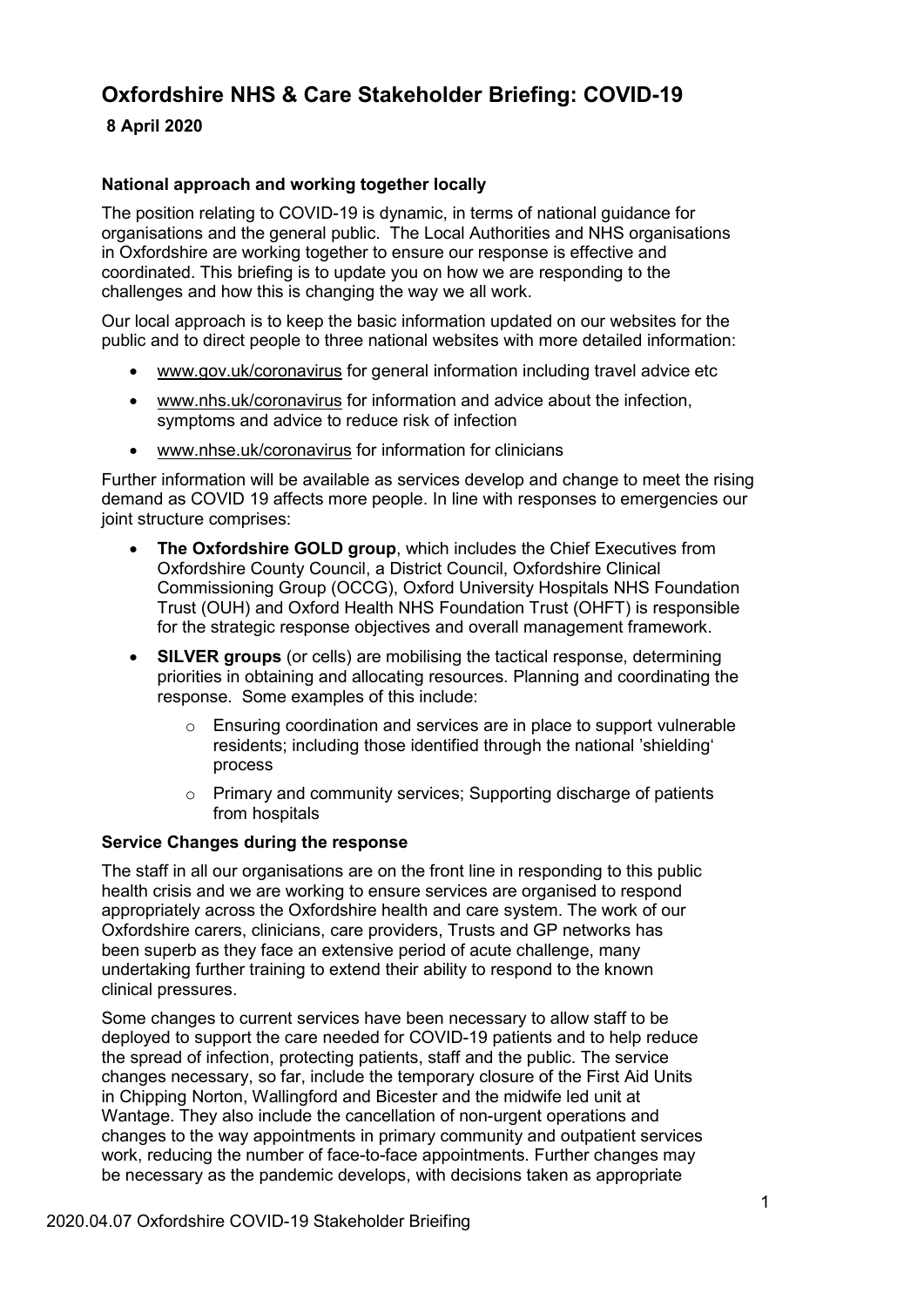# Oxfordshire NHS & Care Stakeholder Briefing: COVID-19

**8 April 2020**

### National approach and working together locally

The position relating to COVID-19 is dynamic, in terms of national guidance for organisations and the general public. The Local Authorities and NHS organisations in Oxfordshire are working together to ensure our response is effective and coordinated. This briefing is to update you on how we are responding to the challenges and how this is changing the way we all work.

Our local approach is to keep the basic information updated on our websites for the public and to direct people to three national websites with more detailed information:

- www.gov.uk/coronavirus for general information including travel advice etc
- www.nhs.uk/coronavirus for information and advice about the infection, symptoms and advice to reduce risk of infection
- www.nhse.uk/coronavirus for information for clinicians

Further information will be available as services develop and change to meet the rising demand as COVID 19 affects more people. In line with responses to emergencies our joint structure comprises:

- **The Oxfordshire GOLD group**, which includes the Chief Executives from Oxfordshire County Council, a District Council, Oxfordshire Clinical Commissioning Group (OCCG), Oxford University Hospitals NHS Foundation Trust (OUH) and Oxford Health NHS Foundation Trust (OHFT) is responsible for the strategic response objectives and overall management framework.
- **SILVER groups** (or cells) are mobilising the tactical response, determining priorities in obtaining and allocating resources. Planning and coordinating the response. Some examples of this include:
    - Ensuring coordination and services are in place to support vulnerable residents; including those identified through the national 'shielding' process
    - Primary and community services; Supporting discharge of patients from hospitals

### Service Changes during the response

The staff in all our organisations are on the front line in responding to this public health crisis and we are working to ensure services are organised to respond appropriately across the Oxfordshire health and care system. The work of our Oxfordshire carers, clinicians, care providers, Trusts and GP networks has been superb as they face an extensive period of acute challenge, many undertaking further training to extend their ability to respond to the known clinical pressures.

Some changes to current services have been necessary to allow staff to be deployed to support the care needed for COVID-19 patients and to help reduce the spread of infection, protecting patients, staff and the public. The service changes necessary, so far, include the temporary closure of the First Aid Units in Chipping Norton, Wallingford and Bicester and the midwife led unit at Wantage. They also include the cancellation of non-urgent operations and changes to the way appointments in primary community and outpatient services work, reducing the number of face-to-face appointments. Further changes may be necessary as the pandemic develops, with decisions taken as appropriate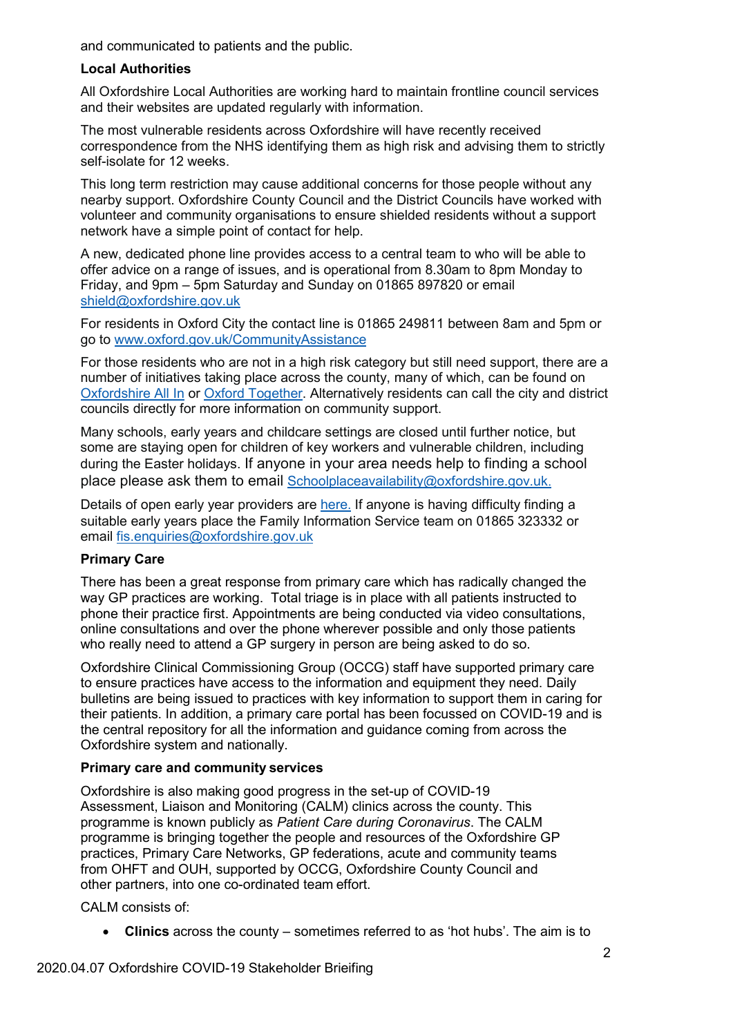and communicated to patients and the public.

**Local Authorities**

All Oxfordshire Local Authorities are working hard to maintain frontline council services and their websites are updated regularly with information.

The most vulnerable residents across Oxfordshire will have recently received correspondence from the NHS identifying them as high risk and advising them to strictly self-isolate for 12 weeks.

This long term restriction may cause additional concerns for those people without any nearby support. Oxfordshire County Council and the District Councils have worked with volunteer and community organisations to ensure shielded residents without a support network have a simple point of contact for help.

A new, dedicated phone line provides access to a central team to who will be able to offer advice on a range of issues, and is operational from 8.30am to 8pm Monday to Friday, and 9pm – 5pm Saturday and Sunday on 01865 897820 or email shield@oxfordshire.gov.uk

For residents in Oxford City the contact line is 01865 249811 between 8am and 5pm or go to www.oxford.gov.uk/CommunityAssistance

For those residents who are not in a high risk category but still need support, there are a number of initiatives taking place across the county, many of which, can be found on Oxfordshire All In or Oxford Together. Alternatively residents can call the city and district councils directly for more information on community support.

Many schools, early years and childcare settings are closed until further notice, but some are staying open for children of key workers and vulnerable children, including during the Easter holidays. If anyone in your area needs help to finding a school place please ask them to email Schoolplaceavailability@oxfordshire.gov.uk.

Details of open early year providers are here. If anyone is having difficulty finding a suitable early years place the Family Information Service team on 01865 323332 or email fis.enquiries@oxfordshire.gov.uk

**Primary Care**

There has been a great response from primary care which has radically changed the way GP practices are working. Total triage is in place with all patients instructed to phone their practice first. Appointments are being conducted via video consultations, online consultations and over the phone wherever possible and only those patients who really need to attend a GP surgery in person are being asked to do so.

Oxfordshire Clinical Commissioning Group (OCCG) staff have supported primary care to ensure practices have access to the information and equipment they need. Daily bulletins are being issued to practices with key information to support them in caring for their patients. In addition, a primary care portal has been focussed on COVID-19 and is the central repository for all the information and guidance coming from across the Oxfordshire system and nationally.

**Primary care and community services**

Oxfordshire is also making good progress in the set-up of COVID-19 Assessment, Liaison and Monitoring (CALM) clinics across the county. This programme is known publicly as *Patient Care during Coronavirus*. The CALM programme is bringing together the people and resources of the Oxfordshire GP practices, Primary Care Networks, GP federations, acute and community teams from OHFT and OUH, supported by OCCG, Oxfordshire County Council and other partners, into one co-ordinated team effort.

CALM consists of:

- **Clinics** across the county – sometimes referred to as 'hot hubs'. The aim is to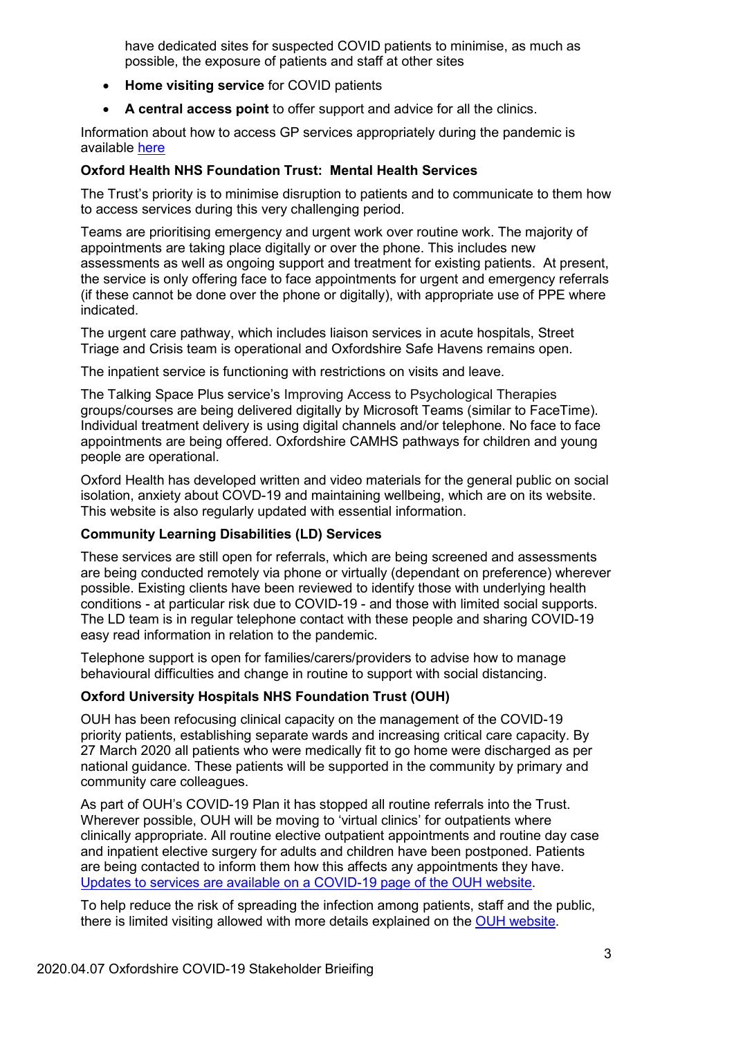have dedicated sites for suspected COVID patients to minimise, as much as possible, the exposure of patients and staff at other sites

- **Home visiting service** for COVID patients
- **A central access point** to offer support and advice for all the clinics.

Information about how to access GP services appropriately during the pandemic is available here

**Oxford Health NHS Foundation Trust: Mental Health Services**

The Trust's priority is to minimise disruption to patients and to communicate to them how to access services during this very challenging period.

Teams are prioritising emergency and urgent work over routine work. The majority of appointments are taking place digitally or over the phone. This includes new assessments as well as ongoing support and treatment for existing patients. At present, the service is only offering face to face appointments for urgent and emergency referrals (if these cannot be done over the phone or digitally), with appropriate use of PPE where indicated.

The urgent care pathway, which includes liaison services in acute hospitals, Street Triage and Crisis team is operational and Oxfordshire Safe Havens remains open.

The inpatient service is functioning with restrictions on visits and leave.

The Talking Space Plus service's Improving Access to Psychological Therapies groups/courses are being delivered digitally by Microsoft Teams (similar to FaceTime). Individual treatment delivery is using digital channels and/or telephone. No face to face appointments are being offered. Oxfordshire CAMHS pathways for children and young people are operational.

Oxford Health has developed written and video materials for the general public on social isolation, anxiety about COVD-19 and maintaining wellbeing, which are on its website. This website is also regularly updated with essential information.

**Community Learning Disabilities (LD) Services**

These services are still open for referrals, which are being screened and assessments are being conducted remotely via phone or virtually (dependant on preference) wherever possible. Existing clients have been reviewed to identify those with underlying health conditions - at particular risk due to COVID-19 - and those with limited social supports. The LD team is in regular telephone contact with these people and sharing COVID-19 easy read information in relation to the pandemic.

Telephone support is open for families/carers/providers to advise how to manage behavioural difficulties and change in routine to support with social distancing.

**Oxford University Hospitals NHS Foundation Trust (OUH)**

OUH has been refocusing clinical capacity on the management of the COVID-19 priority patients, establishing separate wards and increasing critical care capacity. By 27 March 2020 all patients who were medically fit to go home were discharged as per national guidance. These patients will be supported in the community by primary and community care colleagues.

As part of OUH's COVID-19 Plan it has stopped all routine referrals into the Trust. Wherever possible, OUH will be moving to 'virtual clinics' for outpatients where clinically appropriate. All routine elective outpatient appointments and routine day case and inpatient elective surgery for adults and children have been postponed. Patients are being contacted to inform them how this affects any appointments they have. Updates to services are available on a COVID-19 page of the OUH website.

To help reduce the risk of spreading the infection among patients, staff and the public, there is limited visiting allowed with more details explained on the OUH website.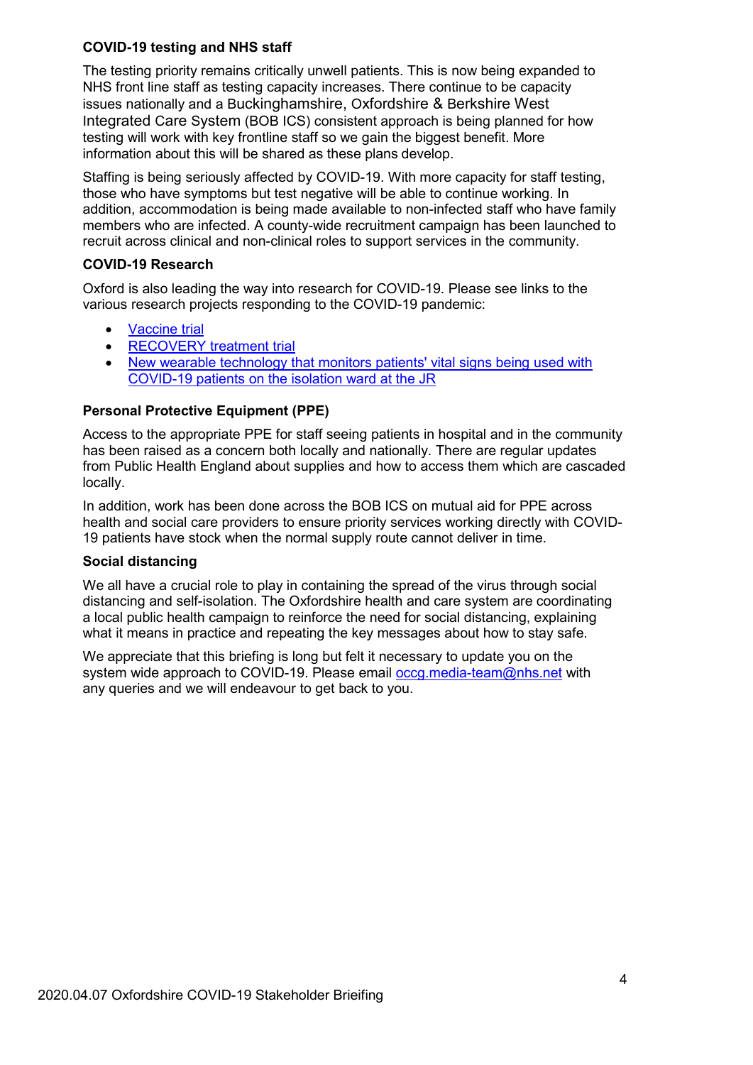**COVID-19 testing and NHS staff**

The testing priority remains critically unwell patients. This is now being expanded to NHS front line staff as testing capacity increases. There continue to be capacity issues nationally and a Buckinghamshire, Oxfordshire & Berkshire West Integrated Care System (BOB ICS) consistent approach is being planned for how testing will work with key frontline staff so we gain the biggest benefit. More information about this will be shared as these plans develop.

Staffing is being seriously affected by COVID-19. With more capacity for staff testing, those who have symptoms but test negative will be able to continue working. In addition, accommodation is being made available to non-infected staff who have family members who are infected. A county-wide recruitment campaign has been launched to recruit across clinical and non-clinical roles to support services in the community.

**COVID-19 Research**

Oxford is also leading the way into research for COVID-19. Please see links to the various research projects responding to the COVID-19 pandemic:

- Vaccine trial
- RECOVERY treatment trial
- New wearable technology that monitors patients' vital signs being used with COVID-19 patients on the isolation ward at the JR

**Personal Protective Equipment (PPE)**

Access to the appropriate PPE for staff seeing patients in hospital and in the community has been raised as a concern both locally and nationally. There are regular updates from Public Health England about supplies and how to access them which are cascaded locally.

In addition, work has been done across the BOB ICS on mutual aid for PPE across health and social care providers to ensure priority services working directly with COVID-19 patients have stock when the normal supply route cannot deliver in time.

**Social distancing**

We all have a crucial role to play in containing the spread of the virus through social distancing and self-isolation. The Oxfordshire health and care system are coordinating a local public health campaign to reinforce the need for social distancing, explaining what it means in practice and repeating the key messages about how to stay safe.

We appreciate that this briefing is long but felt it necessary to update you on the system wide approach to COVID-19. Please email occg.media-team@nhs.net with any queries and we will endeavour to get back to you.